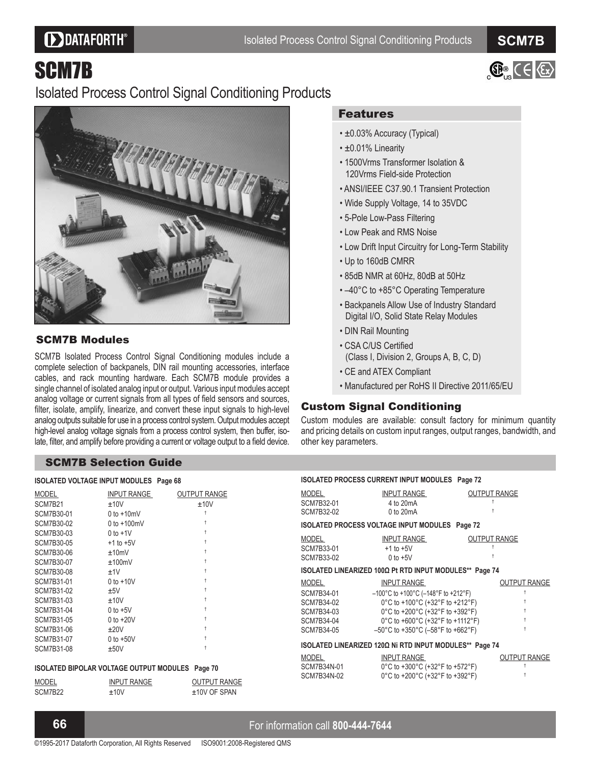# SCM7B

## Isolated Process Control Signal Conditioning Products

### SCM7B Modules

SCM7B Isolated Process Control Signal Conditioning modules include a complete selection of backpanels, DIN rail mounting accessories, interface cables, and rack mounting hardware. Each SCM7B module provides a single channel of isolated analog input or output. Various input modules accept analog voltage or current signals from all types of field sensors and sources, filter, isolate, amplify, linearize, and convert these input signals to high-level analog outputs suitable for use in a process control system. Output modules accept high-level analog voltage signals from a process control system, then buffer, isolate, filter, and amplify before providing a current or voltage output to a field device.

### Features

- ±0.03% Accuracy (Typical)
- ±0.01% Linearity
- 1500Vrms Transformer Isolation & 120Vrms Field-side Protection
- ANSI/IEEE C37.90.1 Transient Protection
- Wide Supply Voltage, 14 to 35VDC
- 5-Pole Low-Pass Filtering
- Low Peak and RMS Noise
- Low Drift Input Circuitry for Long-Term Stability
- Up to 160dB CMRR
- 85dB NMR at 60Hz, 80dB at 50Hz
- –40°C to +85°C Operating Temperature
- Backpanels Allow Use of Industry Standard Digital I/O, Solid State Relay Modules
- DIN Rail Mounting
- CSA C/US Certified (Class I, Division 2, Groups A, B, C, D)
- CE and ATEX Compliant
- Manufactured per RoHS II Directive 2011/65/EU

### Custom Signal Conditioning

Custom modules are available: consult factory for minimum quantity and pricing details on custom input ranges, output ranges, bandwidth, and other key parameters.

### SCM7B Selection Guide

**ISOLATED VOLTAGE INPUT MODULES Page 68**

| MODEL | INPUT RANGE | OUTPUT RANGE |
|---|---|---|
| SCM7B21 | ±10V | ±10V |
| SCM7B30-01 | 0 to +10mV | † |
| SCM7B30-02 | 0 to +100mV | † |
| SCM7B30-03 | 0 to +1V | † |
| SCM7B30-05 | +1 to +5V | † |
| SCM7B30-06 | ±10mV | † |
| SCM7B30-07 | ±100mV | † |
| SCM7B30-08 | ±1V | † |
| SCM7B31-01 | 0 to +10V | † |
| SCM7B31-02 | ±5V | † |
| SCM7B31-03 | ±10V | † |
| SCM7B31-04 | 0 to +5V | † |
| SCM7B31-05 | 0 to +20V | † |
| SCM7B31-06 | ±20V | † |
| SCM7B31-07 | 0 to +50V | † |
| SCM7B31-08 | ±50V | † |

**ISOLATED BIPOLAR VOLTAGE OUTPUT MODULES Page 70**

| MODEL | INPUT RANGE | OUTPUT RANGE |
|---|---|---|
| SCM7B22 | ±10V | ±10V OF SPAN |

**ISOLATED PROCESS CURRENT INPUT MODULES Page 72**

| MODEL | INPUT RANGE | OUTPUT RANGE |
|---|---|---|
| SCM7B32-01 | 4 to 20mA | † |
| SCM7B32-02 | 0 to 20mA | † |

**ISOLATED PROCESS VOLTAGE INPUT MODULES Page 72**

| MODEL | INPUT RANGE | OUTPUT RANGE |
|---|---|---|
| SCM7B33-01 | +1 to +5V | † |
| SCM7B33-02 | 0 to +5V | † |

**ISOLATED LINEARIZED 100Ω Pt RTD INPUT MODULES\*\* Page 74**

| MODEL | INPUT RANGE | OUTPUT RANGE |
|---|---|---|
| SCM7B34-01 | –100°C to +100°C (–148°F to +212°F) | † |
| SCM7B34-02 | 0°C to +100°C (+32°F to +212°F) | † |
| SCM7B34-03 | 0°C to +200°C (+32°F to +392°F) | † |
| SCM7B34-04 | 0°C to +600°C (+32°F to +1112°F) | † |
| SCM7B34-05 | –50°C to +350°C (–58°F to +662°F) | † |

**ISOLATED LINEARIZED 120Ω Ni RTD INPUT MODULES\*\* Page 74**

| MODEL | INPUT RANGE | OUTPUT RANGE |
|---|---|---|
| SCM7B34N-01 | 0°C to +300°C (+32°F to +572°F) | † |
| SCM7B34N-02 | 0°C to +200°C (+32°F to +392°F) | † |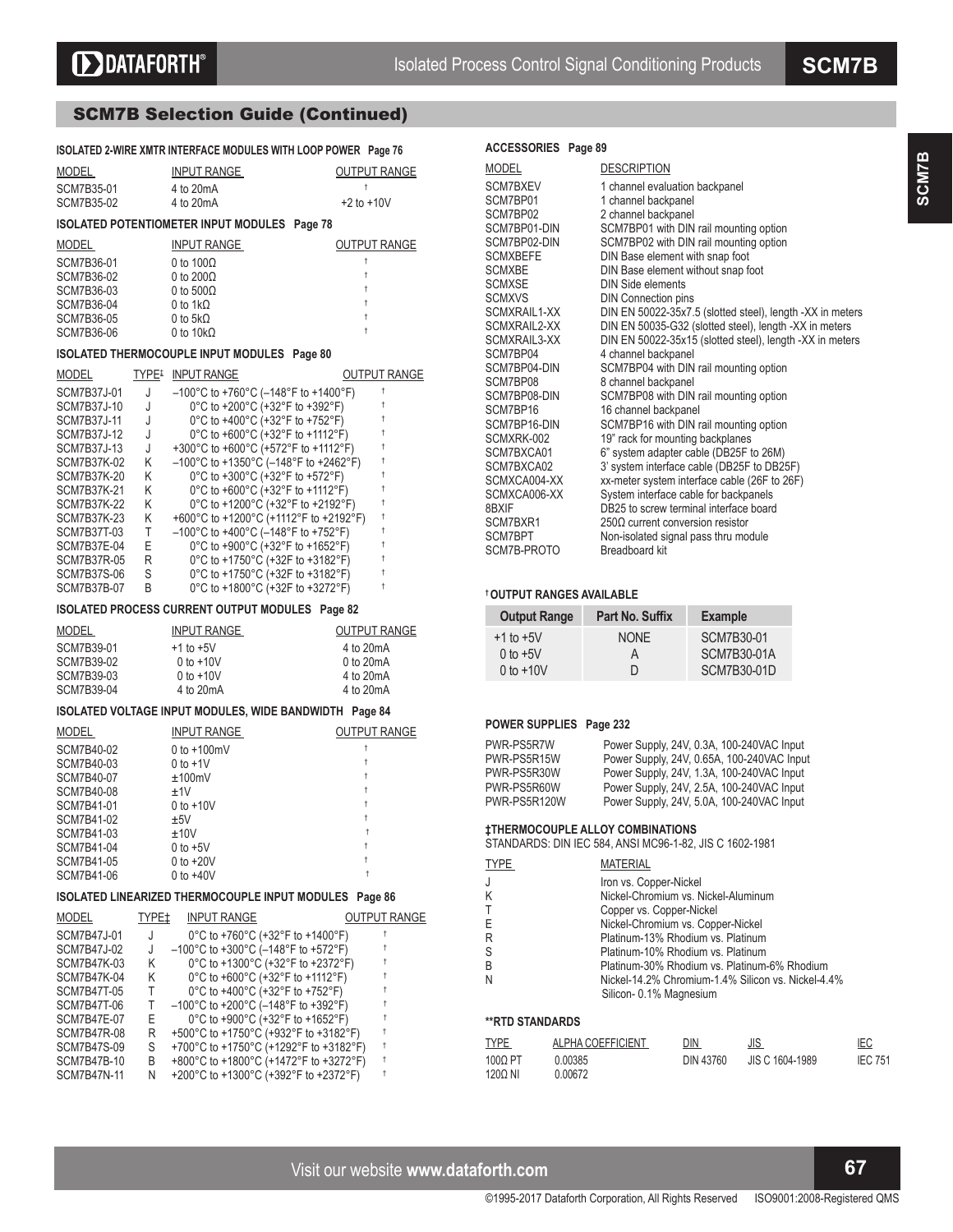## SCM7B Selection Guide (Continued)

### ISOLATED 2-WIRE XMTR INTERFACE MODULES WITH LOOP POWER Page 76

| MODEL | INPUT RANGE | OUTPUT RANGE |
|---|---|---|
| SCM7B35-01 | 4 to 20mA | † |
| SCM7B35-02 | 4 to 20mA | +2 to +10V |

### ISOLATED POTENTIOMETER INPUT MODULES Page 78

| MODEL | INPUT RANGE | OUTPUT RANGE |
|---|---|---|
| SCM7B36-01 | 0 to 100Ω | † |
| SCM7B36-02 | 0 to 200Ω | † |
| SCM7B36-03 | 0 to 500Ω | † |
| SCM7B36-04 | 0 to 1kΩ | † |
| SCM7B36-05 | 0 to 5kΩ | † |
| SCM7B36-06 | 0 to 10kΩ | † |

### ISOLATED THERMOCOUPLE INPUT MODULES Page 80

| MODEL | TYPE‡ | INPUT RANGE | OUTPUT RANGE |
|---|---|---|---|
| SCM7B37J-01 | J | –100°C to +760°C (–148°F to +1400°F) | † |
| SCM7B37J-10 | J | 0°C to +200°C (+32°F to +392°F) | † |
| SCM7B37J-11 | J | 0°C to +400°C (+32°F to +752°F) | † |
| SCM7B37J-12 | J | 0°C to +600°C (+32°F to +1112°F) | † |
| SCM7B37J-13 | J | +300°C to +600°C (+572°F to +1112°F) | † |
| SCM7B37K-02 | K | –100°C to +1350°C (–148°F to +2462°F) | † |
| SCM7B37K-20 | K | 0°C to +300°C (+32°F to +572°F) | † |
| SCM7B37K-21 | K | 0°C to +600°C (+32°F to +1112°F) | † |
| SCM7B37K-22 | K | 0°C to +1200°C (+32°F to +2192°F) | † |
| SCM7B37K-23 | K | +600°C to +1200°C (+1112°F to +2192°F) | † |
| SCM7B37T-03 | T | –100°C to +400°C (–148°F to +752°F) | † |
| SCM7B37E-04 | E | 0°C to +900°C (+32°F to +1652°F) | † |
| SCM7B37R-05 | R | 0°C to +1750°C (+32F to +3182°F) | † |
| SCM7B37S-06 | S | 0°C to +1750°C (+32F to +3182°F) | † |
| SCM7B37B-07 | B | 0°C to +1800°C (+32F to +3272°F) | † |

### ISOLATED PROCESS CURRENT OUTPUT MODULES Page 82

| MODEL | INPUT RANGE | OUTPUT RANGE |
|---|---|---|
| SCM7B39-01 | +1 to +5V | 4 to 20mA |
| SCM7B39-02 | 0 to +10V | 0 to 20mA |
| SCM7B39-03 | 0 to +10V | 4 to 20mA |
| SCM7B39-04 | 4 to 20mA | 4 to 20mA |

### ISOLATED VOLTAGE INPUT MODULES, WIDE BANDWIDTH Page 84

| MODEL | INPUT RANGE | OUTPUT RANGE |
|---|---|---|
| SCM7B40-02 | 0 to +100mV | † |
| SCM7B40-03 | 0 to +1V | † |
| SCM7B40-07 | ±100mV | † |
| SCM7B40-08 | ±1V | † |
| SCM7B41-01 | 0 to +10V | † |
| SCM7B41-02 | ±5V | † |
| SCM7B41-03 | ±10V | † |
| SCM7B41-04 | 0 to +5V | † |
| SCM7B41-05 | 0 to +20V | † |
| SCM7B41-06 | 0 to +40V | † |

### ISOLATED LINEARIZED THERMOCOUPLE INPUT MODULES Page 86

| MODEL | TYPE‡ | INPUT RANGE | OUTPUT RANGE |
|---|---|---|---|
| SCM7B47J-01 | J | 0°C to +760°C (+32°F to +1400°F) | † |
| SCM7B47J-02 | J | –100°C to +300°C (–148°F to +572°F) | † |
| SCM7B47K-03 | K | 0°C to +1300°C (+32°F to +2372°F) | † |
| SCM7B47K-04 | K | 0°C to +600°C (+32°F to +1112°F) | † |
| SCM7B47T-05 | T | 0°C to +400°C (+32°F to +752°F) | † |
| SCM7B47T-06 | T | –100°C to +200°C (–148°F to +392°F) | † |
| SCM7B47E-07 | E | 0°C to +900°C (+32°F to +1652°F) | † |
| SCM7B47R-08 | R | +500°C to +1750°C (+932°F to +3182°F) | † |
| SCM7B47S-09 | S | +700°C to +1750°C (+1292°F to +3182°F) | † |
| SCM7B47B-10 | B | +800°C to +1800°C (+1472°F to +3272°F) | † |
| SCM7B47N-11 | N | +200°C to +1300°C (+392°F to +2372°F) | † |

### ACCESSORIES Page 89

| MODEL | DESCRIPTION |
|---|---|
| SCM7BXEV | 1 channel evaluation backpanel |
| SCM7BP01 | 1 channel backpanel |
| SCM7BP02 | 2 channel backpanel |
| SCM7BP01-DIN | SCM7BP01 with DIN rail mounting option |
| SCM7BP02-DIN | SCM7BP02 with DIN rail mounting option |
| SCMXBEFE | DIN Base element with snap foot |
| SCMXBE | DIN Base element without snap foot |
| SCMXSE | DIN Side elements |
| SCMXVS | DIN Connection pins |
| SCMXRAIL1-XX | DIN EN 50022-35x7.5 (slotted steel), length -XX in meters |
| SCMXRAIL2-XX | DIN EN 50035-G32 (slotted steel), length -XX in meters |
| SCMXRAIL3-XX | DIN EN 50022-35x15 (slotted steel), length -XX in meters |
| SCM7BP04 | 4 channel backpanel |
| SCM7BP04-DIN | SCM7BP04 with DIN rail mounting option |
| SCM7BP08 | 8 channel backpanel |
| SCM7BP08-DIN | SCM7BP08 with DIN rail mounting option |
| SCM7BP16 | 16 channel backpanel |
| SCM7BP16-DIN | SCM7BP16 with DIN rail mounting option |
| SCMXRK-002 | 19" rack for mounting backplanes |
| SCM7BXCA01 | 6" system adapter cable (DB25F to 26M) |
| SCM7BXCA02 | 3' system interface cable (DB25F to DB25F) |
| SCMXCA004-XX | xx-meter system interface cable (26F to 26F) |
| SCMXCA006-XX | System interface cable for backpanels |
| 8BXIF | DB25 to screw terminal interface board |
| SCM7BXR1 | 250Ω current conversion resistor |
| SCM7BPT | Non-isolated signal pass thru module |
| SCM7B-PROTO | Breadboard kit |

### † OUTPUT RANGES AVAILABLE

| Output Range | Part No. Suffix | Example |
|---|---|---|
| +1 to +5V | NONE | SCM7B30-01 |
| 0 to +5V | A | SCM7B30-01A |
| 0 to +10V | D | SCM7B30-01D |

### POWER SUPPLIES Page 232

| | |
|---|---|
| PWR-PS5R7W | Power Supply, 24V, 0.3A, 100-240VAC Input |
| PWR-PS5R15W | Power Supply, 24V, 0.65A, 100-240VAC Input |
| PWR-PS5R30W | Power Supply, 24V, 1.3A, 100-240VAC Input |
| PWR-PS5R60W | Power Supply, 24V, 2.5A, 100-240VAC Input |
| PWR-PS5R120W | Power Supply, 24V, 5.0A, 100-240VAC Input |

### ‡THERMOCOUPLE ALLOY COMBINATIONS

STANDARDS: DIN IEC 584, ANSI MC96-1-82, JIS C 1602-1981

| TYPE | MATERIAL |
|---|---|
| J | Iron vs. Copper-Nickel |
| K | Nickel-Chromium vs. Nickel-Aluminum |
| T | Copper vs. Copper-Nickel |
| E | Nickel-Chromium vs. Copper-Nickel |
| R | Platinum-13% Rhodium vs. Platinum |
| S | Platinum-10% Rhodium vs. Platinum |
| B | Platinum-30% Rhodium vs. Platinum-6% Rhodium |
| N | Nickel-14.2% Chromium-1.4% Silicon vs. Nickel-4.4% Silicon- 0.1% Magnesium |

### **RTD STANDARDS

| TYPE | ALPHA COEFFICIENT | DIN | JIS | IEC |
|---|---|---|---|---|
| 100Ω PT | 0.00385 | DIN 43760 | JIS C 1604-1989 | IEC 751 |
| 120Ω NI | 0.00672 | | | |